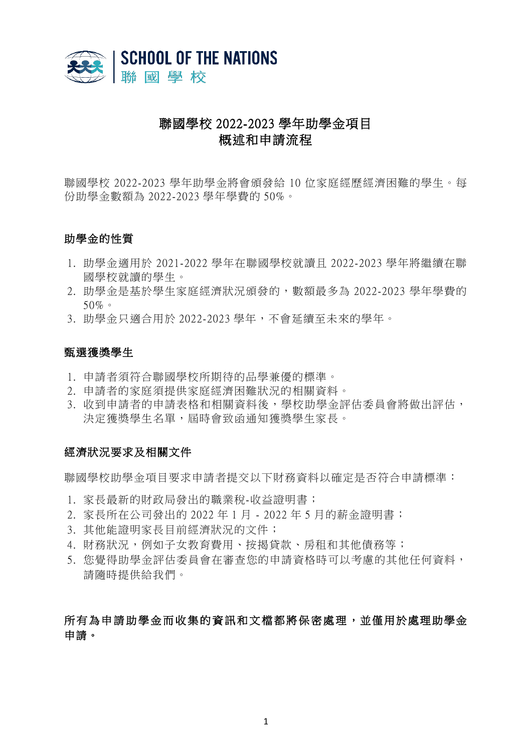SCHOOL OF THE NATIONS
聯 國 學 校

# 聯國學校 2022-2023 學年助學金項目
# 概述和申請流程

聯國學校 2022-2023 學年助學金將會頒發給 10 位家庭經歷經濟困難的學生。每份助學金數額為 2022-2023 學年學費的 50%。

## 助學金的性質

1. 助學金適用於 2021-2022 學年在聯國學校就讀且 2022-2023 學年將繼續在聯國學校就讀的學生。
2. 助學金是基於學生家庭經濟狀況頒發的，數額最多為 2022-2023 學年學費的 50%。
3. 助學金只適合用於 2022-2023 學年，不會延續至未來的學年。

## 甄選獲獎學生

1. 申請者須符合聯國學校所期待的品學兼優的標準。
2. 申請者的家庭須提供家庭經濟困難狀況的相關資料。
3. 收到申請者的申請表格和相關資料後，學校助學金評估委員會將做出評估，決定獲獎學生名單，屆時會致函通知獲獎學生家長。

## 經濟狀況要求及相關文件

聯國學校助學金項目要求申請者提交以下財務資料以確定是否符合申請標準：

1. 家長最新的財政局發出的職業稅-收益證明書；
2. 家長所在公司發出的 2022 年 1 月 - 2022 年 5 月的薪金證明書；
3. 其他能證明家長目前經濟狀況的文件；
4. 財務狀況，例如子女教育費用、按揭貸款、房租和其他債務等；
5. 您覺得助學金評估委員會在審查您的申請資格時可以考慮的其他任何資料，請隨時提供給我們。

**所有為申請助學金而收集的資訊和文檔都將保密處理，並僅用於處理助學金申請。**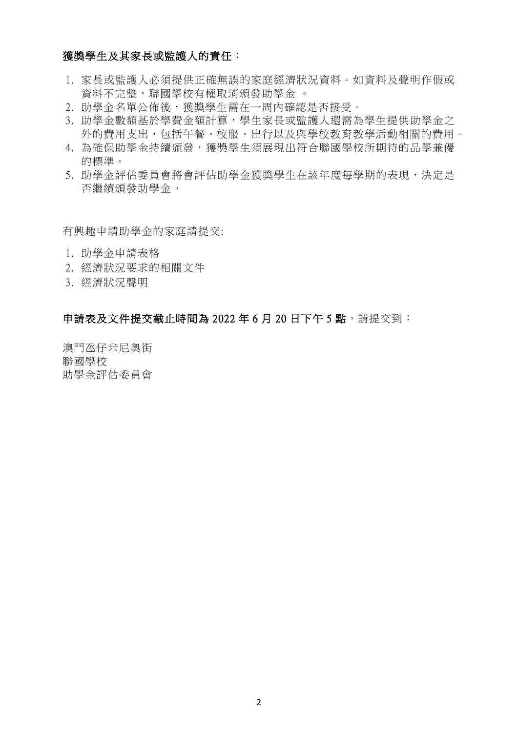**獲獎學生及其家長或監護人的責任：**

1. 家長或監護人必須提供正確無誤的家庭經濟狀況資料。如資料及聲明作假或資料不完整，聯國學校有權取消頒發助學金 。
2. 助學金名單公佈後，獲獎學生需在一周內確認是否接受。
3. 助學金數額基於學費金額計算，學生家長或監護人還需為學生提供助學金之外的費用支出，包括午餐、校服、出行以及與學校教育教學活動相關的費用。
4. 為確保助學金持續頒發，獲獎學生須展現出符合聯國學校所期待的品學兼優的標準。
5. 助學金評估委員會將會評估助學金獲獎學生在該年度每學期的表現，決定是否繼續頒發助學金。

有興趣申請助學金的家庭請提交:

1. 助學金申請表格
2. 經濟狀況要求的相關文件
3. 經濟狀況聲明

**申請表及文件提交截止時間為 2022 年 6 月 20 日下午 5 點**，請提交到：

澳門氹仔米尼奧街
聯國學校
助學金評估委員會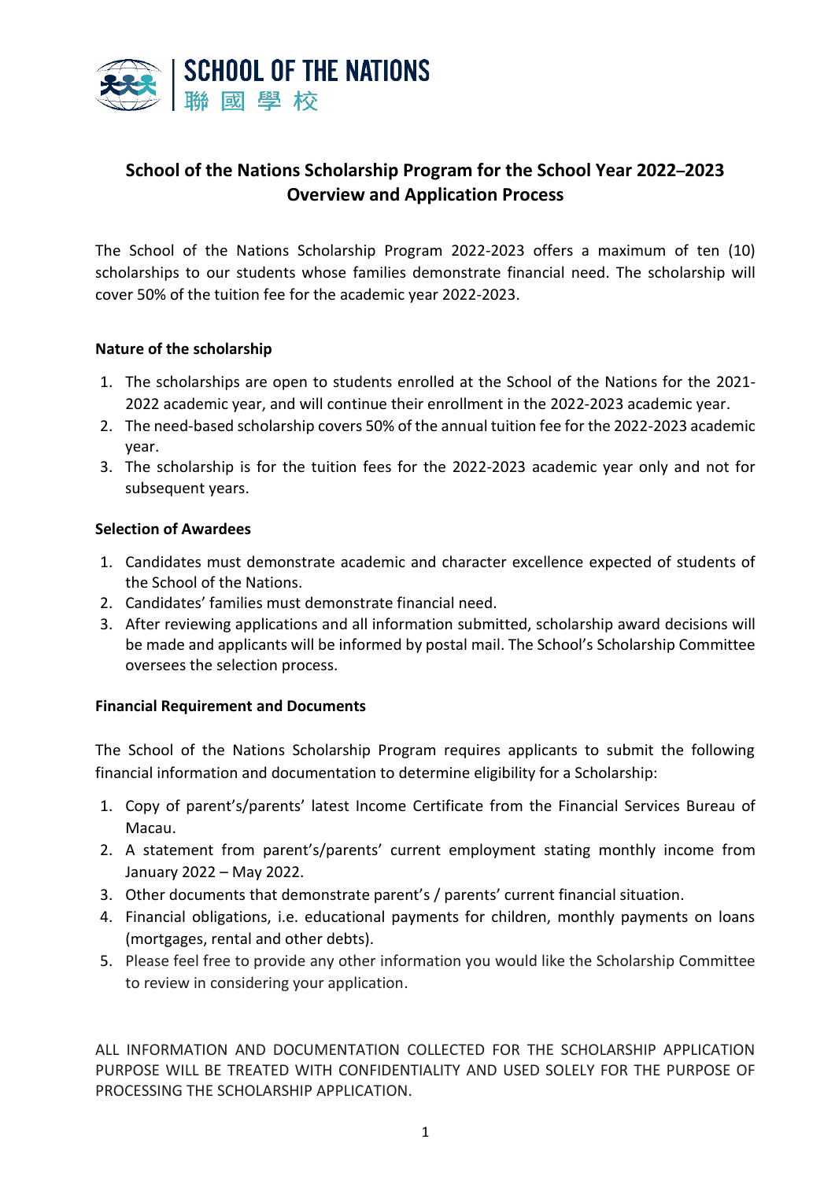SCHOOL OF THE NATIONS
聯 國 學 校

# School of the Nations Scholarship Program for the School Year 2022–2023 Overview and Application Process

The School of the Nations Scholarship Program 2022-2023 offers a maximum of ten (10) scholarships to our students whose families demonstrate financial need. The scholarship will cover 50% of the tuition fee for the academic year 2022-2023.

**Nature of the scholarship**

1. The scholarships are open to students enrolled at the School of the Nations for the 2021-2022 academic year, and will continue their enrollment in the 2022-2023 academic year.
2. The need-based scholarship covers 50% of the annual tuition fee for the 2022-2023 academic year.
3. The scholarship is for the tuition fees for the 2022-2023 academic year only and not for subsequent years.

**Selection of Awardees**

1. Candidates must demonstrate academic and character excellence expected of students of the School of the Nations.
2. Candidates' families must demonstrate financial need.
3. After reviewing applications and all information submitted, scholarship award decisions will be made and applicants will be informed by postal mail. The School's Scholarship Committee oversees the selection process.

**Financial Requirement and Documents**

The School of the Nations Scholarship Program requires applicants to submit the following financial information and documentation to determine eligibility for a Scholarship:

1. Copy of parent's/parents' latest Income Certificate from the Financial Services Bureau of Macau.
2. A statement from parent's/parents' current employment stating monthly income from January 2022 – May 2022.
3. Other documents that demonstrate parent's / parents' current financial situation.
4. Financial obligations, i.e. educational payments for children, monthly payments on loans (mortgages, rental and other debts).
5. Please feel free to provide any other information you would like the Scholarship Committee to review in considering your application.

ALL INFORMATION AND DOCUMENTATION COLLECTED FOR THE SCHOLARSHIP APPLICATION PURPOSE WILL BE TREATED WITH CONFIDENTIALITY AND USED SOLELY FOR THE PURPOSE OF PROCESSING THE SCHOLARSHIP APPLICATION.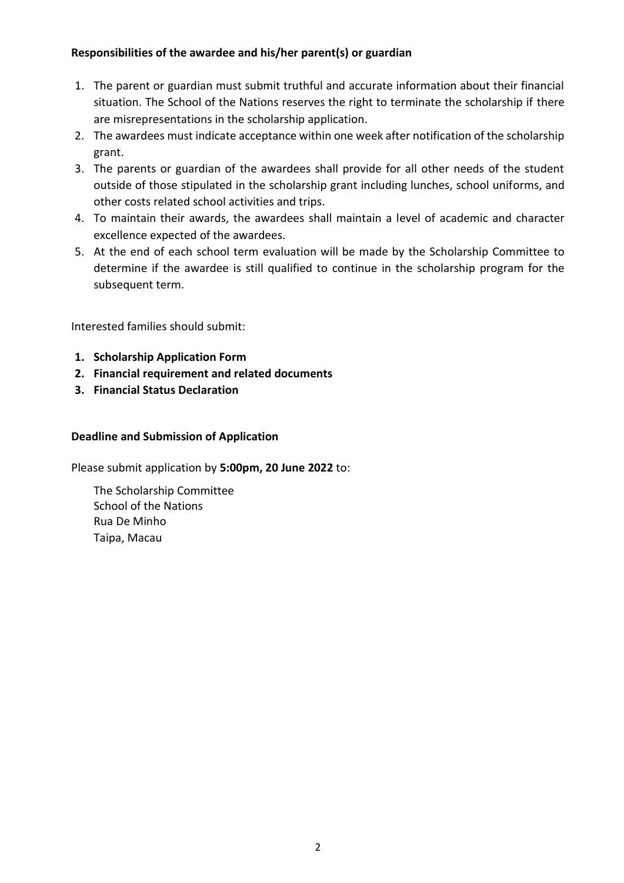**Responsibilities of the awardee and his/her parent(s) or guardian**

1. The parent or guardian must submit truthful and accurate information about their financial situation. The School of the Nations reserves the right to terminate the scholarship if there are misrepresentations in the scholarship application.
2. The awardees must indicate acceptance within one week after notification of the scholarship grant.
3. The parents or guardian of the awardees shall provide for all other needs of the student outside of those stipulated in the scholarship grant including lunches, school uniforms, and other costs related school activities and trips.
4. To maintain their awards, the awardees shall maintain a level of academic and character excellence expected of the awardees.
5. At the end of each school term evaluation will be made by the Scholarship Committee to determine if the awardee is still qualified to continue in the scholarship program for the subsequent term.

Interested families should submit:

1. **Scholarship Application Form**
2. **Financial requirement and related documents**
3. **Financial Status Declaration**

**Deadline and Submission of Application**

Please submit application by **5:00pm, 20 June 2022** to:

The Scholarship Committee
School of the Nations
Rua De Minho
Taipa, Macau